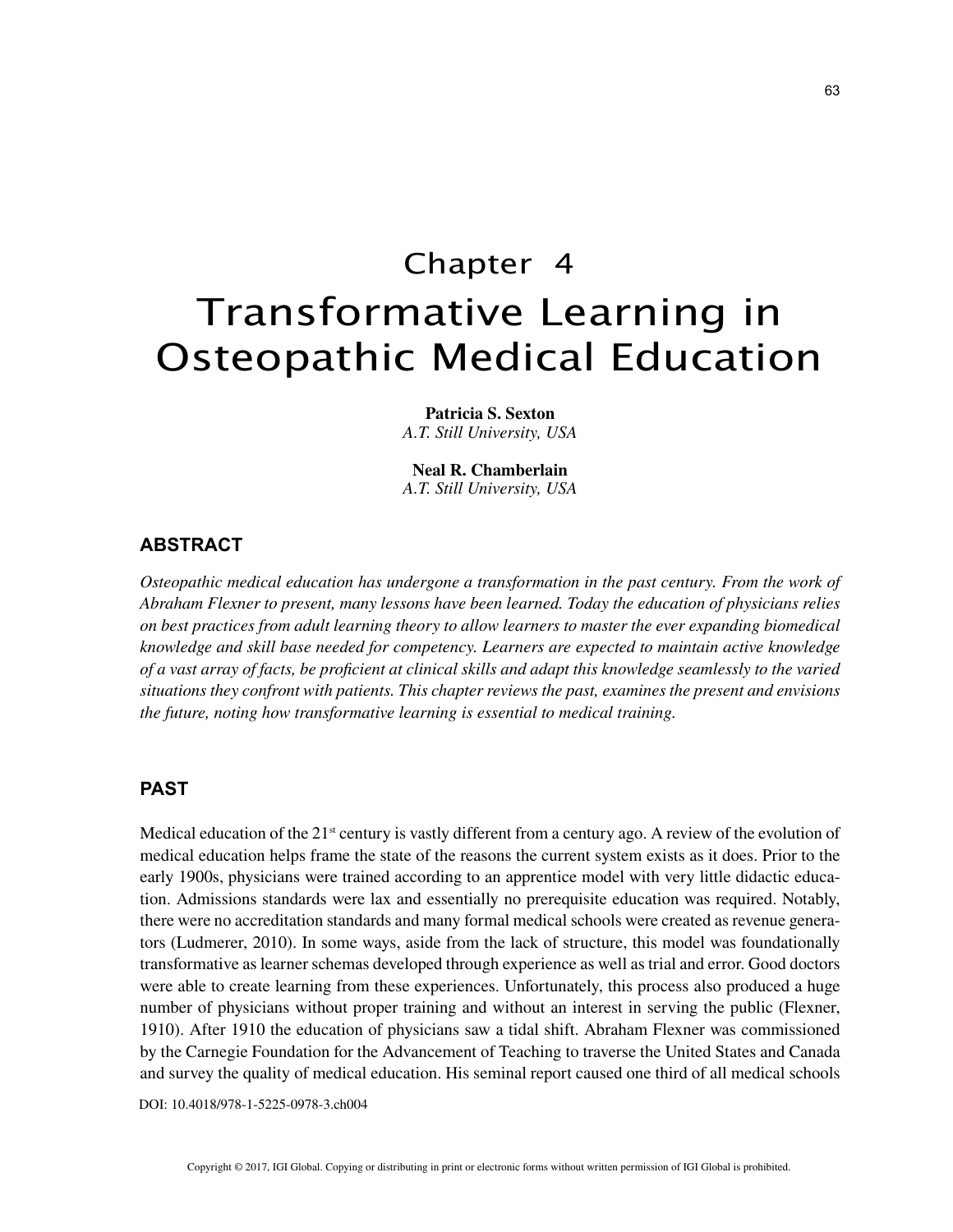# Chapter 4

# Transformative Learning in Osteopathic Medical Education

**Patricia S. Sexton**
*A.T. Still University, USA*

**Neal R. Chamberlain**
*A.T. Still University, USA*

## ABSTRACT

*Osteopathic medical education has undergone a transformation in the past century. From the work of Abraham Flexner to present, many lessons have been learned. Today the education of physicians relies on best practices from adult learning theory to allow learners to master the ever expanding biomedical knowledge and skill base needed for competency. Learners are expected to maintain active knowledge of a vast array of facts, be proficient at clinical skills and adapt this knowledge seamlessly to the varied situations they confront with patients. This chapter reviews the past, examines the present and envisions the future, noting how transformative learning is essential to medical training.*

## PAST

Medical education of the 21st century is vastly different from a century ago. A review of the evolution of medical education helps frame the state of the reasons the current system exists as it does. Prior to the early 1900s, physicians were trained according to an apprentice model with very little didactic education. Admissions standards were lax and essentially no prerequisite education was required. Notably, there were no accreditation standards and many formal medical schools were created as revenue generators (Ludmerer, 2010). In some ways, aside from the lack of structure, this model was foundationally transformative as learner schemas developed through experience as well as trial and error. Good doctors were able to create learning from these experiences. Unfortunately, this process also produced a huge number of physicians without proper training and without an interest in serving the public (Flexner, 1910). After 1910 the education of physicians saw a tidal shift. Abraham Flexner was commissioned by the Carnegie Foundation for the Advancement of Teaching to traverse the United States and Canada and survey the quality of medical education. His seminal report caused one third of all medical schools

DOI: 10.4018/978-1-5225-0978-3.ch004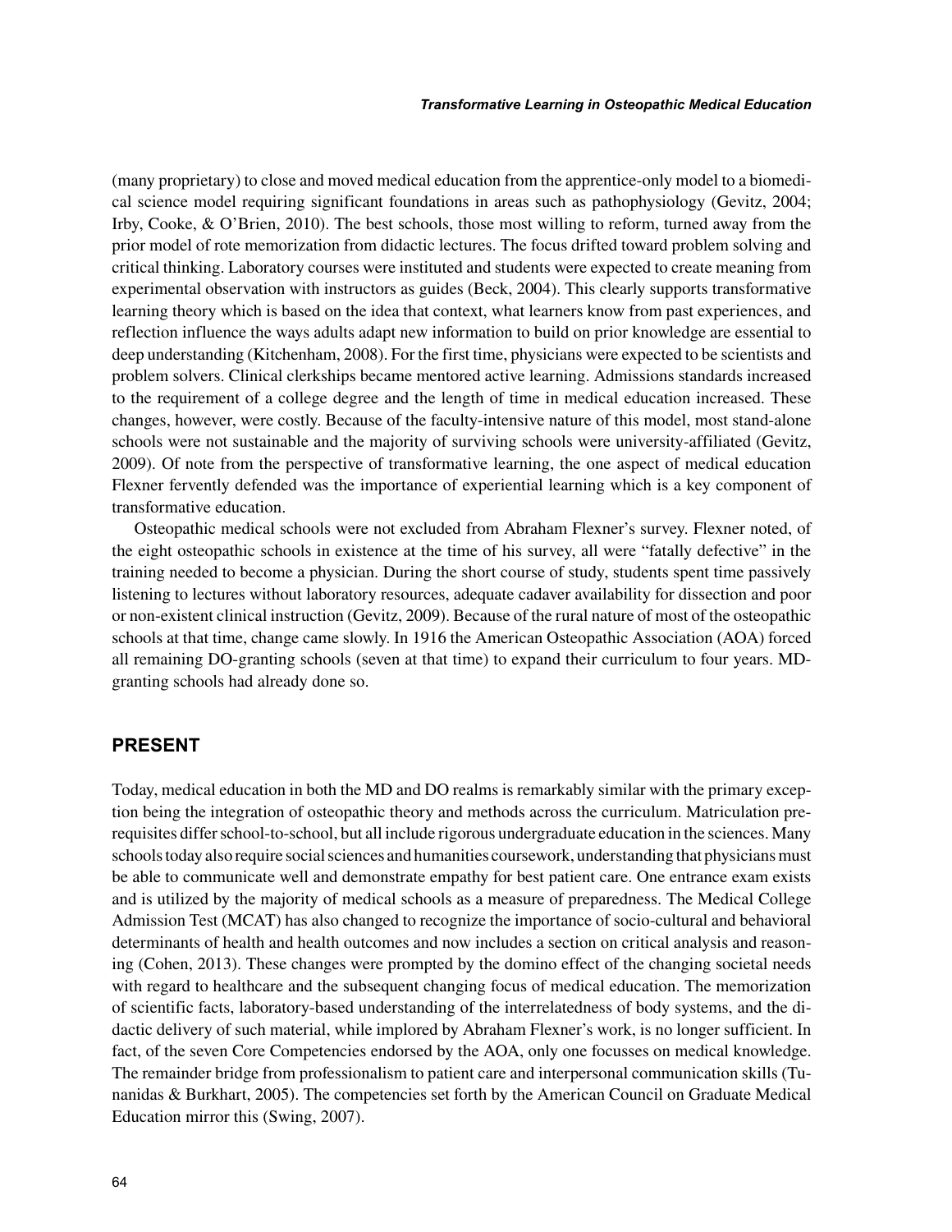(many proprietary) to close and moved medical education from the apprentice-only model to a biomedical science model requiring significant foundations in areas such as pathophysiology (Gevitz, 2004; Irby, Cooke, & O'Brien, 2010). The best schools, those most willing to reform, turned away from the prior model of rote memorization from didactic lectures. The focus drifted toward problem solving and critical thinking. Laboratory courses were instituted and students were expected to create meaning from experimental observation with instructors as guides (Beck, 2004). This clearly supports transformative learning theory which is based on the idea that context, what learners know from past experiences, and reflection influence the ways adults adapt new information to build on prior knowledge are essential to deep understanding (Kitchenham, 2008). For the first time, physicians were expected to be scientists and problem solvers. Clinical clerkships became mentored active learning. Admissions standards increased to the requirement of a college degree and the length of time in medical education increased. These changes, however, were costly. Because of the faculty-intensive nature of this model, most stand-alone schools were not sustainable and the majority of surviving schools were university-affiliated (Gevitz, 2009). Of note from the perspective of transformative learning, the one aspect of medical education Flexner fervently defended was the importance of experiential learning which is a key component of transformative education.

Osteopathic medical schools were not excluded from Abraham Flexner's survey. Flexner noted, of the eight osteopathic schools in existence at the time of his survey, all were "fatally defective" in the training needed to become a physician. During the short course of study, students spent time passively listening to lectures without laboratory resources, adequate cadaver availability for dissection and poor or non-existent clinical instruction (Gevitz, 2009). Because of the rural nature of most of the osteopathic schools at that time, change came slowly. In 1916 the American Osteopathic Association (AOA) forced all remaining DO-granting schools (seven at that time) to expand their curriculum to four years. MD-granting schools had already done so.

## PRESENT

Today, medical education in both the MD and DO realms is remarkably similar with the primary exception being the integration of osteopathic theory and methods across the curriculum. Matriculation prerequisites differ school-to-school, but all include rigorous undergraduate education in the sciences. Many schools today also require social sciences and humanities coursework, understanding that physicians must be able to communicate well and demonstrate empathy for best patient care. One entrance exam exists and is utilized by the majority of medical schools as a measure of preparedness. The Medical College Admission Test (MCAT) has also changed to recognize the importance of socio-cultural and behavioral determinants of health and health outcomes and now includes a section on critical analysis and reasoning (Cohen, 2013). These changes were prompted by the domino effect of the changing societal needs with regard to healthcare and the subsequent changing focus of medical education. The memorization of scientific facts, laboratory-based understanding of the interrelatedness of body systems, and the didactic delivery of such material, while implored by Abraham Flexner's work, is no longer sufficient. In fact, of the seven Core Competencies endorsed by the AOA, only one focusses on medical knowledge. The remainder bridge from professionalism to patient care and interpersonal communication skills (Tunanidas & Burkhart, 2005). The competencies set forth by the American Council on Graduate Medical Education mirror this (Swing, 2007).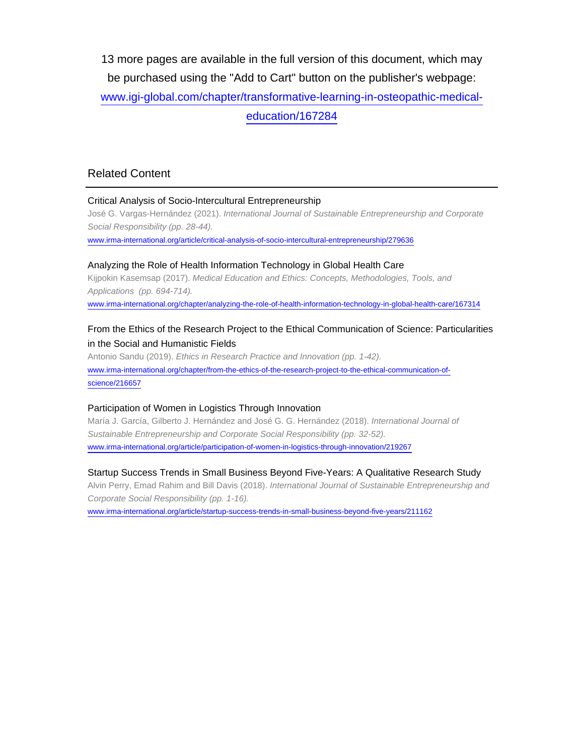13 more pages are available in the full version of this document, which may be purchased using the "Add to Cart" button on the publisher's webpage: www.igi-global.com/chapter/transformative-learning-in-osteopathic-medical-education/167284

## Related Content

**Critical Analysis of Socio-Intercultural Entrepreneurship**
José G. Vargas-Hernández (2021). *International Journal of Sustainable Entrepreneurship and Corporate Social Responsibility (pp. 28-44).*
www.irma-international.org/article/critical-analysis-of-socio-intercultural-entrepreneurship/279636

**Analyzing the Role of Health Information Technology in Global Health Care**
Kijpokin Kasemsap (2017). *Medical Education and Ethics: Concepts, Methodologies, Tools, and Applications (pp. 694-714).*
www.irma-international.org/chapter/analyzing-the-role-of-health-information-technology-in-global-health-care/167314

**From the Ethics of the Research Project to the Ethical Communication of Science: Particularities in the Social and Humanistic Fields**
Antonio Sandu (2019). *Ethics in Research Practice and Innovation (pp. 1-42).*
www.irma-international.org/chapter/from-the-ethics-of-the-research-project-to-the-ethical-communication-of-science/216657

**Participation of Women in Logistics Through Innovation**
María J. García, Gilberto J. Hernández and José G. G. Hernández (2018). *International Journal of Sustainable Entrepreneurship and Corporate Social Responsibility (pp. 32-52).*
www.irma-international.org/article/participation-of-women-in-logistics-through-innovation/219267

**Startup Success Trends in Small Business Beyond Five-Years: A Qualitative Research Study**
Alvin Perry, Emad Rahim and Bill Davis (2018). *International Journal of Sustainable Entrepreneurship and Corporate Social Responsibility (pp. 1-16).*
www.irma-international.org/article/startup-success-trends-in-small-business-beyond-five-years/211162